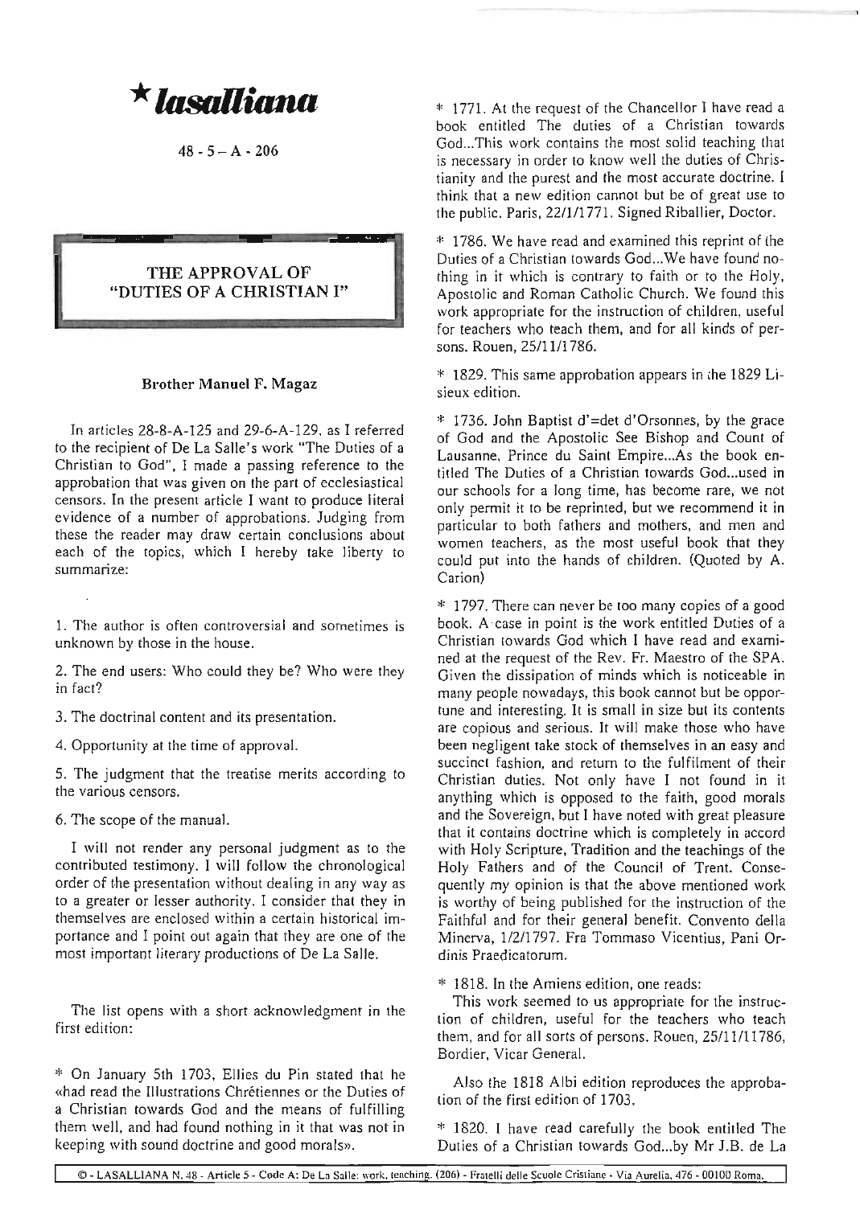# ★ lasalliana

48 - 5 – A - 206

## THE APPROVAL OF "DUTIES OF A CHRISTIAN I"

**Brother Manuel F. Magaz**

In articles 28-8-A-125 and 29-6-A-129, as I referred to the recipient of De La Salle's work "The Duties of a Christian to God", I made a passing reference to the approbation that was given on the part of ecclesiastical censors. In the present article I want to produce literal evidence of a number of approbations. Judging from these the reader may draw certain conclusions about each of the topics, which I hereby take liberty to summarize:

1. The author is often controversial and sometimes is unknown by those in the house.
2. The end users: Who could they be? Who were they in fact?
3. The doctrinal content and its presentation.
4. Opportunity at the time of approval.
5. The judgment that the treatise merits according to the various censors.
6. The scope of the manual.

I will not render any personal judgment as to the contributed testimony. I will follow the chronological order of the presentation without dealing in any way as to a greater or lesser authority. I consider that they in themselves are enclosed within a certain historical importance and I point out again that they are one of the most important literary productions of De La Salle.

The list opens with a short acknowledgment in the first edition:

\* On January 5th 1703, Ellies du Pin stated that he «had read the Illustrations Chrétiennes or the Duties of a Christian towards God and the means of fulfilling them well, and had found nothing in it that was not in keeping with sound doctrine and good morals».

\* 1771. At the request of the Chancellor I have read a book entitled The duties of a Christian towards God...This work contains the most solid teaching that is necessary in order to know well the duties of Christianity and the purest and the most accurate doctrine. I think that a new edition cannot but be of great use to the public. Paris, 22/1/1771. Signed Riballier, Doctor.

\* 1786. We have read and examined this reprint of the Duties of a Christian towards God...We have found nothing in it which is contrary to faith or to the Holy, Apostolic and Roman Catholic Church. We found this work appropriate for the instruction of children, useful for teachers who teach them, and for all kinds of persons. Rouen, 25/11/1786.

\* 1829. This same approbation appears in the 1829 Lisieux edition.

\* 1736. John Baptist d'=det d'Orsonnes, by the grace of God and the Apostolic See Bishop and Count of Lausanne, Prince du Saint Empire...As the book entitled The Duties of a Christian towards God...used in our schools for a long time, has become rare, we not only permit it to be reprinted, but we recommend it in particular to both fathers and mothers, and men and women teachers, as the most useful book that they could put into the hands of children. (Quoted by A. Carion)

\* 1797. There can never be too many copies of a good book. A case in point is the work entitled Duties of a Christian towards God which I have read and examined at the request of the Rev. Fr. Maestro of the SPA. Given the dissipation of minds which is noticeable in many people nowadays, this book cannot but be opportune and interesting. It is small in size but its contents are copious and serious. It will make those who have been negligent take stock of themselves in an easy and succinct fashion, and return to the fulfilment of their Christian duties. Not only have I not found in it anything which is opposed to the faith, good morals and the Sovereign, but I have noted with great pleasure that it contains doctrine which is completely in accord with Holy Scripture, Tradition and the teachings of the Holy Fathers and of the Council of Trent. Consequently my opinion is that the above mentioned work is worthy of being published for the instruction of the Faithful and for their general benefit. Convento della Minerva, 1/2/1797. Fra Tommaso Vicentius, Pani Ordinis Praedicatorum.

\* 1818. In the Amiens edition, one reads:

This work seemed to us appropriate for the instruction of children, useful for the teachers who teach them, and for all sorts of persons. Rouen, 25/11/11786, Bordier, Vicar General.

Also the 1818 Albi edition reproduces the approbation of the first edition of 1703.

\* 1820. I have read carefully the book entitled The Duties of a Christian towards God...by Mr J.B. de La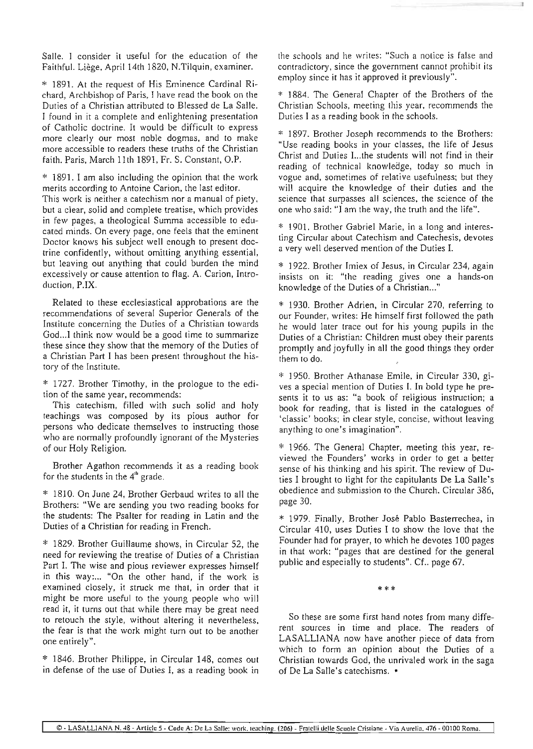Salle. I consider it useful for the education of the Faithful. Liège, April 14th 1820, N.Tilquin, examiner.

* 1891. At the request of His Eminence Cardinal Richard, Archbishop of Paris, I have read the book on the Duties of a Christian attributed to Blessed de La Salle. I found in it a complete and enlightening presentation of Catholic doctrine. It would be difficult to express more clearly our most noble dogmas, and to make more accessible to readers these truths of the Christian faith. Paris, March 11th 1891, Fr. S. Constant, O.P.

* 1891. I am also including the opinion that the work merits according to Antoine Carion, the last editor.
This work is neither a catechism nor a manual of piety, but a clear, solid and complete treatise, which provides in few pages, a theological Summa accessible to educated minds. On every page, one feels that the eminent Doctor knows his subject well enough to present doctrine confidently, without omitting anything essential, but leaving out anything that could burden the mind excessively or cause attention to flag. A. Carion, Introduction, P.IX.

Related to these ecclesiastical approbations are the recommendations of several Superior Generals of the Institute concerning the Duties of a Christian towards God...I think now would be a good time to summarize these since they show that the memory of the Duties of a Christian Part I has been present throughout the history of the Institute.

* 1727. Brother Timothy, in the prologue to the edition of the same year, recommends:
This catechism, filled with such solid and holy teachings was composed by its pious author for persons who dedicate themselves to instructing those who are normally profoundly ignorant of the Mysteries of our Holy Religion.

Brother Agathon recommends it as a reading book for the students in the 4th grade.

* 1810. On June 24, Brother Gerbaud writes to all the Brothers: "We are sending you two reading books for the students: The Psalter for reading in Latin and the Duties of a Christian for reading in French.

* 1829. Brother Guillaume shows, in Circular 52, the need for reviewing the treatise of Duties of a Christian Part I. The wise and pious reviewer expresses himself in this way:... "On the other hand, if the work is examined closely, it struck me that, in order that it might be more useful to the young people who will read it, it turns out that while there may be great need to retouch the style, without altering it nevertheless, the fear is that the work might turn out to be another one entirely".

* 1846. Brother Philippe, in Circular 148, comes out in defense of the use of Duties I, as a reading book in the schools and he writes: "Such a notice is false and contradictory, since the government cannot prohibit its employ since it has it approved it previously".

* 1884. The General Chapter of the Brothers of the Christian Schools, meeting this year, recommends the Duties I as a reading book in the schools.

* 1897. Brother Joseph recommends to the Brothers: "Use reading books in your classes, the life of Jesus Christ and Duties I...the students will not find in their reading of technical knowledge, today so much in vogue and, sometimes of relative usefulness; but they will acquire the knowledge of their duties and the science that surpasses all sciences, the science of the one who said: "I am the way, the truth and the life".

* 1901. Brother Gabriel Marie, in a long and interesting Circular about Catechism and Catechesis, devotes a very well deserved mention of the Duties I.

* 1922. Brother Imiex of Jesus, in Circular 234, again insists on it: "the reading gives one a hands-on knowledge of the Duties of a Christian..."

* 1930. Brother Adrien, in Circular 270, referring to our Founder, writes: He himself first followed the path he would later trace out for his young pupils in the Duties of a Christian: Children must obey their parents promptly and joyfully in all the good things they order them to do.

* 1950. Brother Athanase Emile, in Circular 330, gives a special mention of Duties I. In bold type he presents it to us as: "a book of religious instruction; a book for reading, that is listed in the catalogues of 'classic' books; in clear style, concise, without leaving anything to one's imagination".

* 1966. The General Chapter, meeting this year, reviewed the Founders' works in order to get a better sense of his thinking and his spirit. The review of Duties I brought to light for the capitulants De La Salle's obedience and submission to the Church. Circular 386, page 30.

* 1979. Finally, Brother José Pablo Basterrechea, in Circular 410, uses Duties I to show the love that the Founder had for prayer, to which he devotes 100 pages in that work: "pages that are destined for the general public and especially to students". Cf.. page 67.

\* \* \*

So these are some first hand notes from many different sources in time and place. The readers of LASALLIANA now have another piece of data from which to form an opinion about the Duties of a Christian towards God, the unrivaled work in the saga of De La Salle's catechisms. •